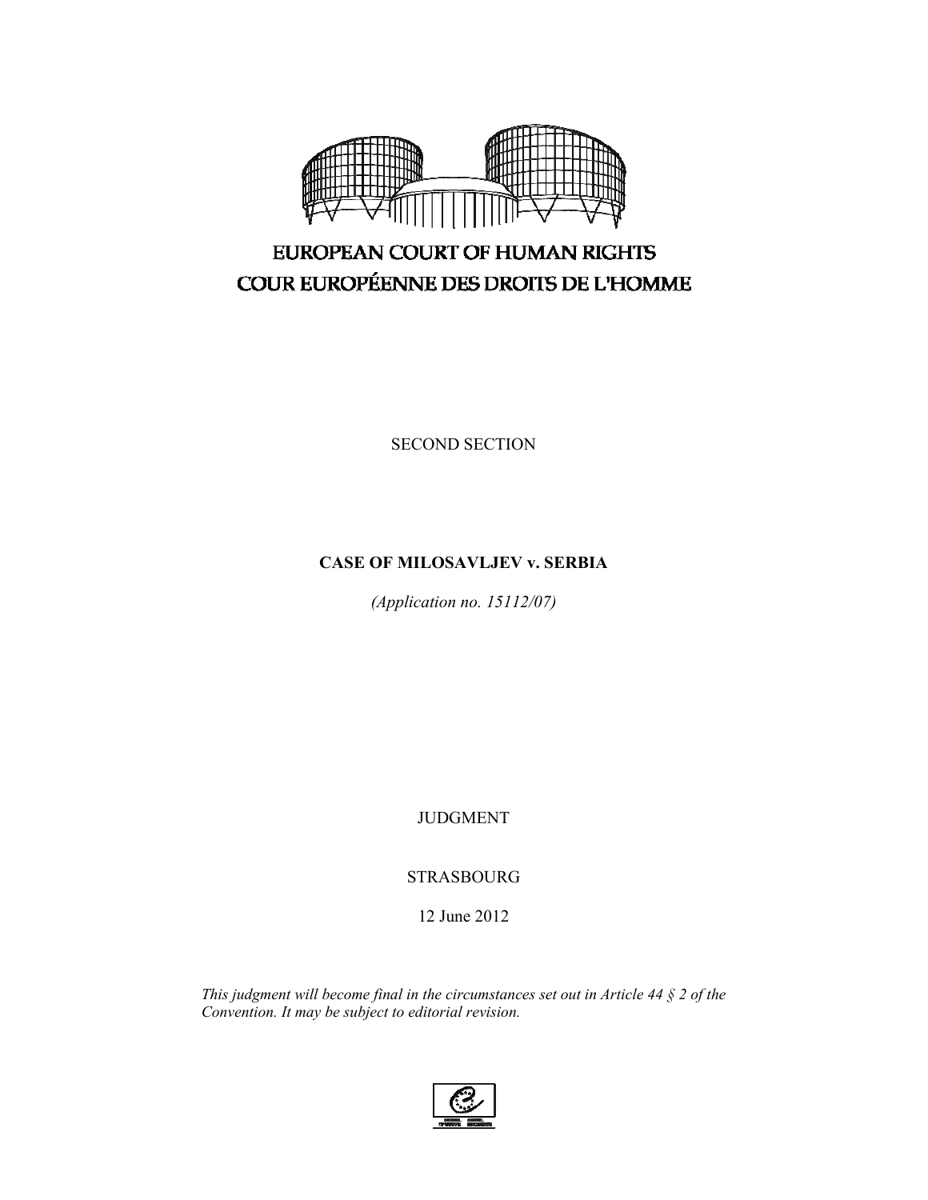EUROPEAN COURT OF HUMAN RIGHTS

COUR EUROPÉENNE DES DROITS DE L'HOMME

SECOND SECTION

**CASE OF MILOSAVLJEV v. SERBIA**

*(Application no. 15112/07)*

JUDGMENT

STRASBOURG

12 June 2012

*This judgment will become final in the circumstances set out in Article 44 § 2 of the Convention. It may be subject to editorial revision.*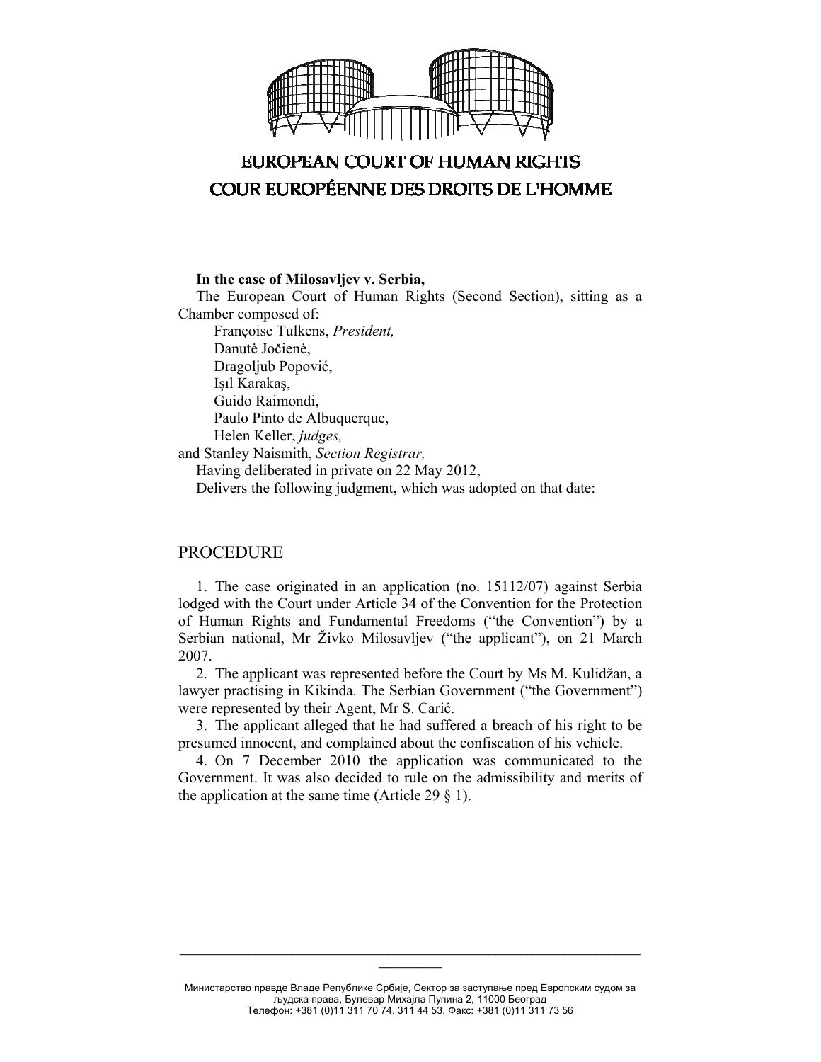# EUROPEAN COURT OF HUMAN RIGHTS
# COUR EUROPÉENNE DES DROITS DE L'HOMME

**In the case of Milosavljev v. Serbia,**

The European Court of Human Rights (Second Section), sitting as a Chamber composed of:

Françoise Tulkens, *President,*
Danutė Jočienė,
Dragoljub Popović,
Işıl Karakaş,
Guido Raimondi,
Paulo Pinto de Albuquerque,
Helen Keller, *judges,*
and Stanley Naismith, *Section Registrar,*

Having deliberated in private on 22 May 2012,

Delivers the following judgment, which was adopted on that date:

## PROCEDURE

1. The case originated in an application (no. 15112/07) against Serbia lodged with the Court under Article 34 of the Convention for the Protection of Human Rights and Fundamental Freedoms ("the Convention") by a Serbian national, Mr Živko Milosavljev ("the applicant"), on 21 March 2007.

2. The applicant was represented before the Court by Ms M. Kulidžan, a lawyer practising in Kikinda. The Serbian Government ("the Government") were represented by their Agent, Mr S. Carić.

3. The applicant alleged that he had suffered a breach of his right to be presumed innocent, and complained about the confiscation of his vehicle.

4. On 7 December 2010 the application was communicated to the Government. It was also decided to rule on the admissibility and merits of the application at the same time (Article 29 § 1).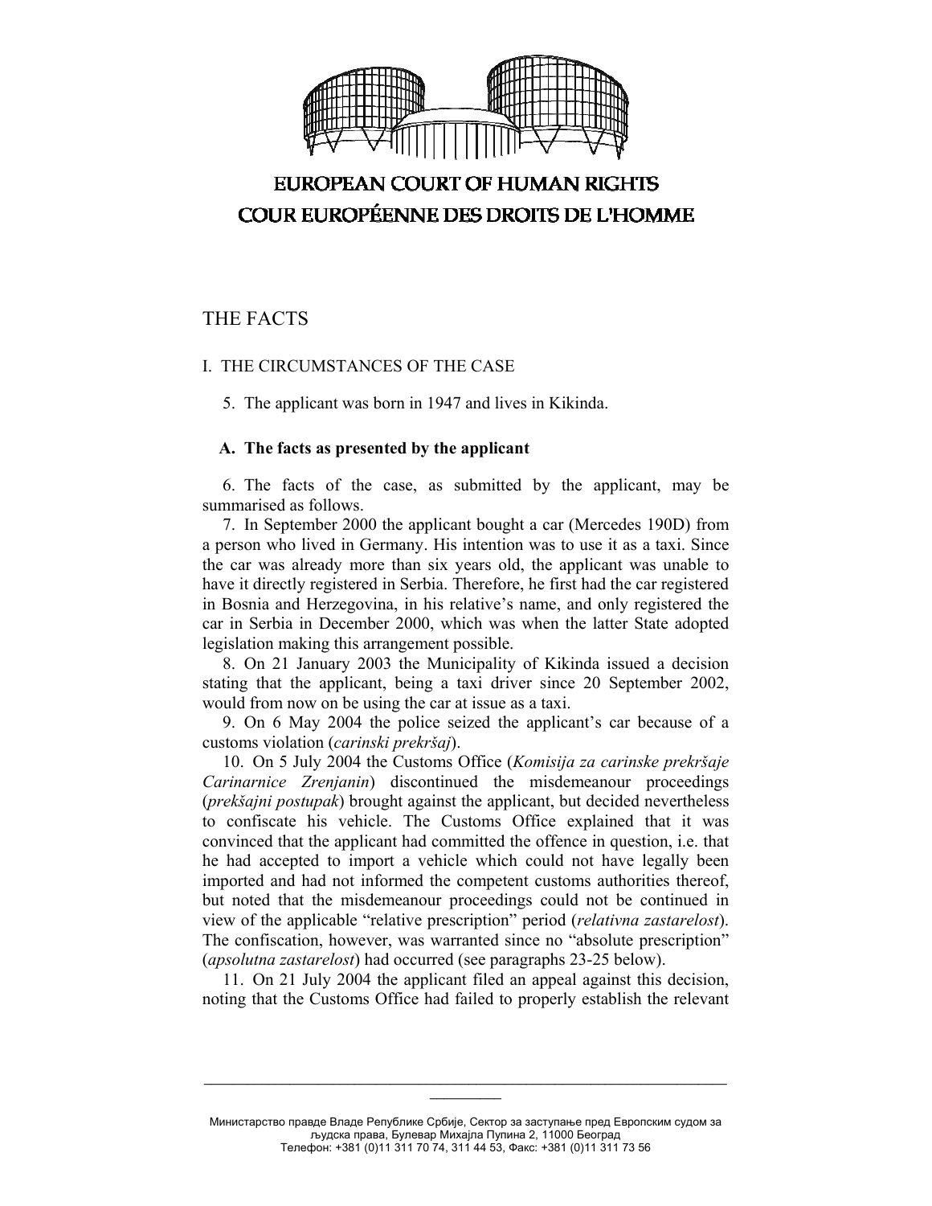# EUROPEAN COURT OF HUMAN RIGHTS
# COUR EUROPÉENNE DES DROITS DE L'HOMME

## THE FACTS

### I. THE CIRCUMSTANCES OF THE CASE

5. The applicant was born in 1947 and lives in Kikinda.

#### A. The facts as presented by the applicant

6. The facts of the case, as submitted by the applicant, may be summarised as follows.

7. In September 2000 the applicant bought a car (Mercedes 190D) from a person who lived in Germany. His intention was to use it as a taxi. Since the car was already more than six years old, the applicant was unable to have it directly registered in Serbia. Therefore, he first had the car registered in Bosnia and Herzegovina, in his relative's name, and only registered the car in Serbia in December 2000, which was when the latter State adopted legislation making this arrangement possible.

8. On 21 January 2003 the Municipality of Kikinda issued a decision stating that the applicant, being a taxi driver since 20 September 2002, would from now on be using the car at issue as a taxi.

9. On 6 May 2004 the police seized the applicant's car because of a customs violation (*carinski prekršaj*).

10. On 5 July 2004 the Customs Office (*Komisija za carinske prekršaje Carinarnice Zrenjanin*) discontinued the misdemeanour proceedings (*prekšajni postupak*) brought against the applicant, but decided nevertheless to confiscate his vehicle. The Customs Office explained that it was convinced that the applicant had committed the offence in question, i.e. that he had accepted to import a vehicle which could not have legally been imported and had not informed the competent customs authorities thereof, but noted that the misdemeanour proceedings could not be continued in view of the applicable "relative prescription" period (*relativna zastarelost*). The confiscation, however, was warranted since no "absolute prescription" (*apsolutna zastarelost*) had occurred (see paragraphs 23-25 below).

11. On 21 July 2004 the applicant filed an appeal against this decision, noting that the Customs Office had failed to properly establish the relevant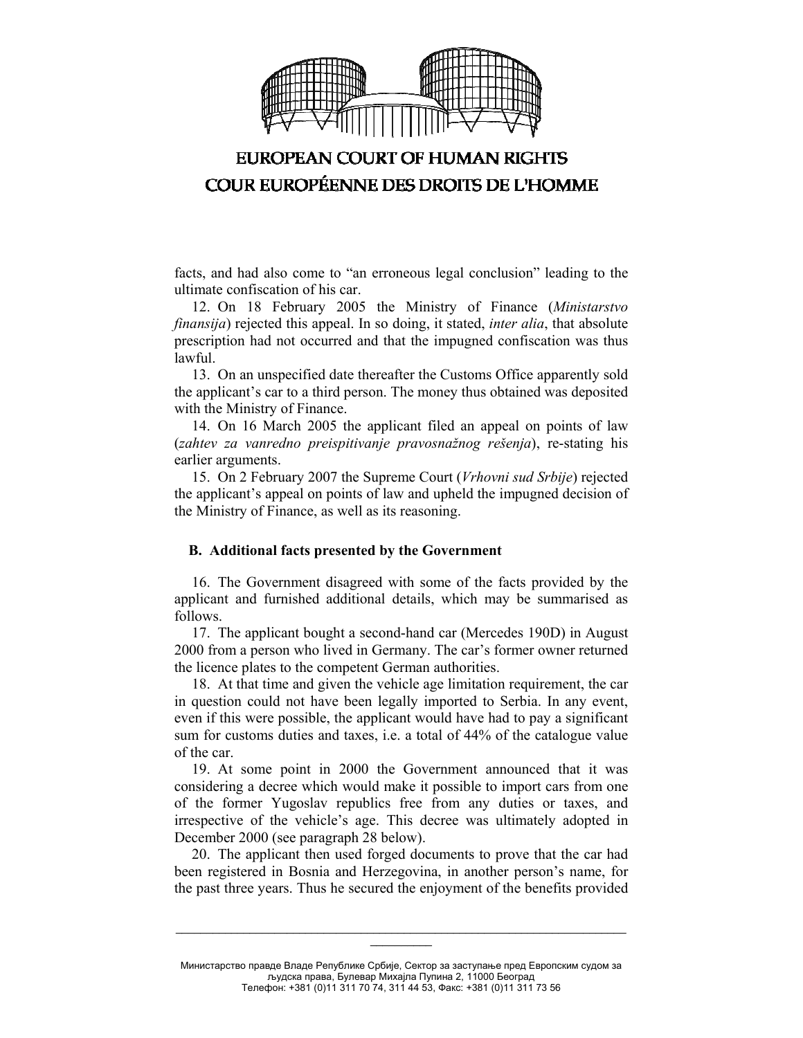facts, and had also come to "an erroneous legal conclusion" leading to the ultimate confiscation of his car.

12. On 18 February 2005 the Ministry of Finance (*Ministarstvo finansija*) rejected this appeal. In so doing, it stated, *inter alia*, that absolute prescription had not occurred and that the impugned confiscation was thus lawful.

13. On an unspecified date thereafter the Customs Office apparently sold the applicant's car to a third person. The money thus obtained was deposited with the Ministry of Finance.

14. On 16 March 2005 the applicant filed an appeal on points of law (*zahtev za vanredno preispitivanje pravosnažnog rešenja*), re-stating his earlier arguments.

15. On 2 February 2007 the Supreme Court (*Vrhovni sud Srbije*) rejected the applicant's appeal on points of law and upheld the impugned decision of the Ministry of Finance, as well as its reasoning.

### B. Additional facts presented by the Government

16. The Government disagreed with some of the facts provided by the applicant and furnished additional details, which may be summarised as follows.

17. The applicant bought a second-hand car (Mercedes 190D) in August 2000 from a person who lived in Germany. The car's former owner returned the licence plates to the competent German authorities.

18. At that time and given the vehicle age limitation requirement, the car in question could not have been legally imported to Serbia. In any event, even if this were possible, the applicant would have had to pay a significant sum for customs duties and taxes, i.e. a total of 44% of the catalogue value of the car.

19. At some point in 2000 the Government announced that it was considering a decree which would make it possible to import cars from one of the former Yugoslav republics free from any duties or taxes, and irrespective of the vehicle's age. This decree was ultimately adopted in December 2000 (see paragraph 28 below).

20. The applicant then used forged documents to prove that the car had been registered in Bosnia and Herzegovina, in another person's name, for the past three years. Thus he secured the enjoyment of the benefits provided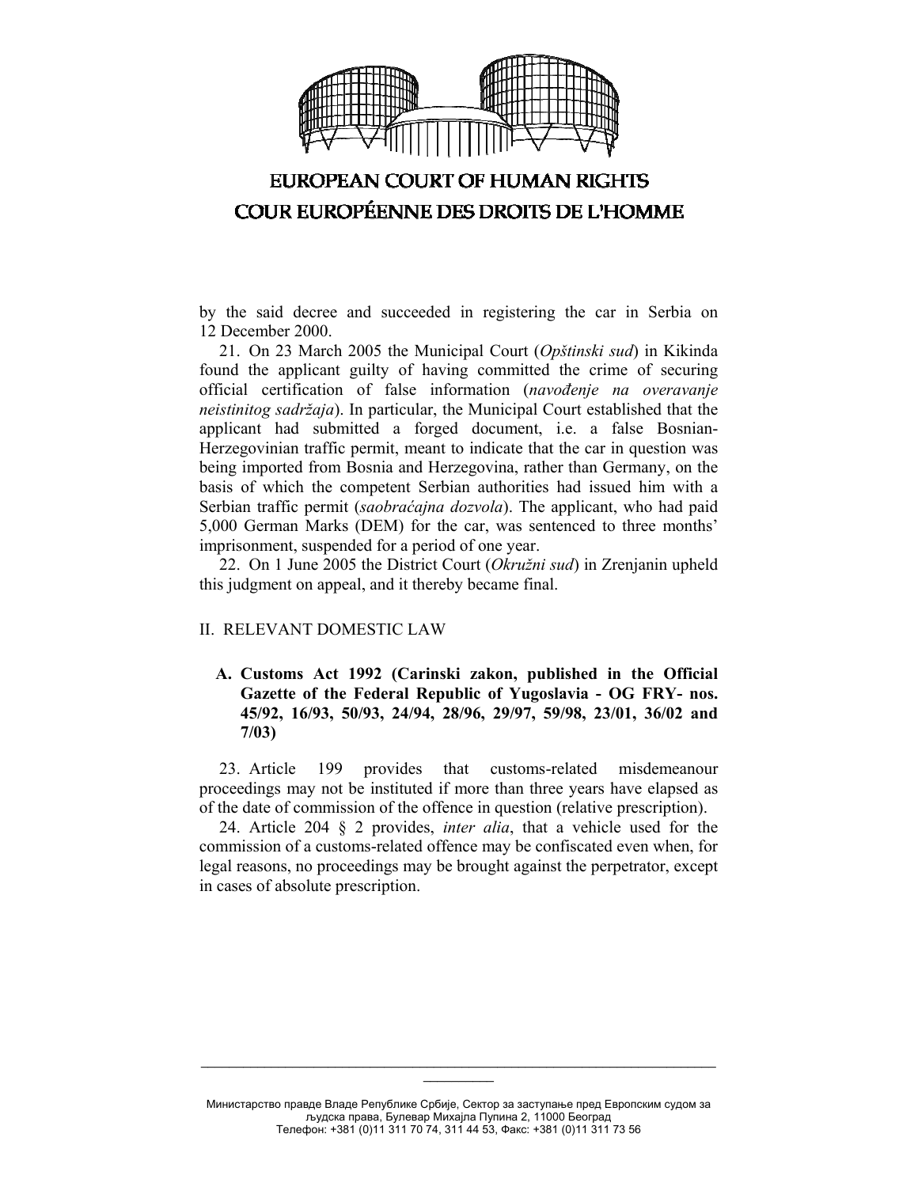by the said decree and succeeded in registering the car in Serbia on 12 December 2000.

21. On 23 March 2005 the Municipal Court (*Opštinski sud*) in Kikinda found the applicant guilty of having committed the crime of securing official certification of false information (*navođenje na overavanje neistinitog sadržaja*). In particular, the Municipal Court established that the applicant had submitted a forged document, i.e. a false Bosnian-Herzegovinian traffic permit, meant to indicate that the car in question was being imported from Bosnia and Herzegovina, rather than Germany, on the basis of which the competent Serbian authorities had issued him with a Serbian traffic permit (*saobraćajna dozvola*). The applicant, who had paid 5,000 German Marks (DEM) for the car, was sentenced to three months' imprisonment, suspended for a period of one year.

22. On 1 June 2005 the District Court (*Okružni sud*) in Zrenjanin upheld this judgment on appeal, and it thereby became final.

## II. RELEVANT DOMESTIC LAW

### A. Customs Act 1992 (Carinski zakon, published in the Official Gazette of the Federal Republic of Yugoslavia - OG FRY- nos. 45/92, 16/93, 50/93, 24/94, 28/96, 29/97, 59/98, 23/01, 36/02 and 7/03)

23. Article 199 provides that customs-related misdemeanour proceedings may not be instituted if more than three years have elapsed as of the date of commission of the offence in question (relative prescription).

24. Article 204 § 2 provides, *inter alia*, that a vehicle used for the commission of a customs-related offence may be confiscated even when, for legal reasons, no proceedings may be brought against the perpetrator, except in cases of absolute prescription.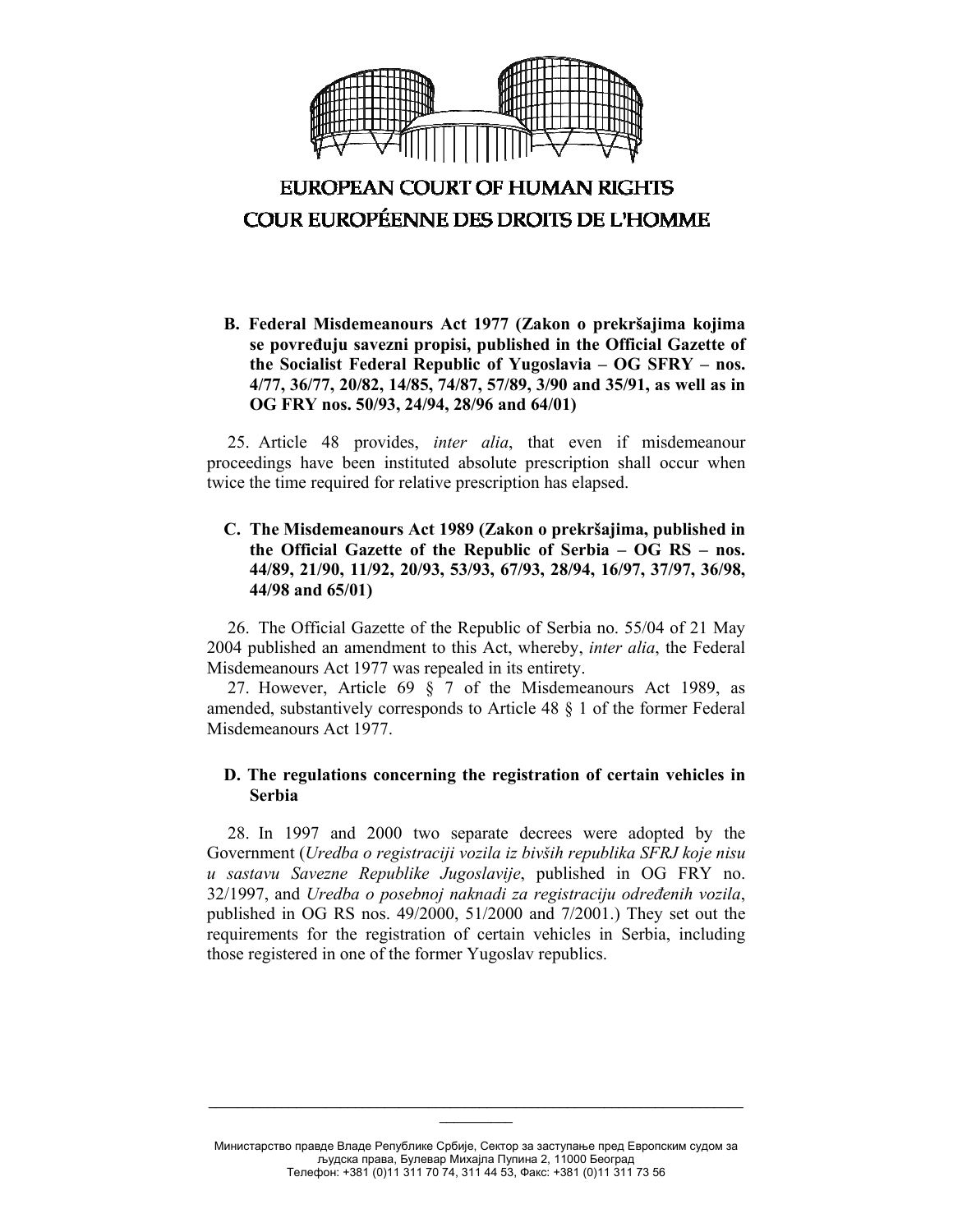**B. Federal Misdemeanours Act 1977 (Zakon o prekršajima kojima se povređuju savezni propisi, published in the Official Gazette of the Socialist Federal Republic of Yugoslavia – OG SFRY – nos. 4/77, 36/77, 20/82, 14/85, 74/87, 57/89, 3/90 and 35/91, as well as in OG FRY nos. 50/93, 24/94, 28/96 and 64/01)**

25. Article 48 provides, *inter alia*, that even if misdemeanour proceedings have been instituted absolute prescription shall occur when twice the time required for relative prescription has elapsed.

**C. The Misdemeanours Act 1989 (Zakon o prekršajima, published in the Official Gazette of the Republic of Serbia – OG RS – nos. 44/89, 21/90, 11/92, 20/93, 53/93, 67/93, 28/94, 16/97, 37/97, 36/98, 44/98 and 65/01)**

26. The Official Gazette of the Republic of Serbia no. 55/04 of 21 May 2004 published an amendment to this Act, whereby, *inter alia*, the Federal Misdemeanours Act 1977 was repealed in its entirety.

27. However, Article 69 § 7 of the Misdemeanours Act 1989, as amended, substantively corresponds to Article 48 § 1 of the former Federal Misdemeanours Act 1977.

**D. The regulations concerning the registration of certain vehicles in Serbia**

28. In 1997 and 2000 two separate decrees were adopted by the Government (*Uredba o registraciji vozila iz bivših republika SFRJ koje nisu u sastavu Savezne Republike Jugoslavije*, published in OG FRY no. 32/1997, and *Uredba o posebnoj naknadi za registraciju određenih vozila*, published in OG RS nos. 49/2000, 51/2000 and 7/2001.) They set out the requirements for the registration of certain vehicles in Serbia, including those registered in one of the former Yugoslav republics.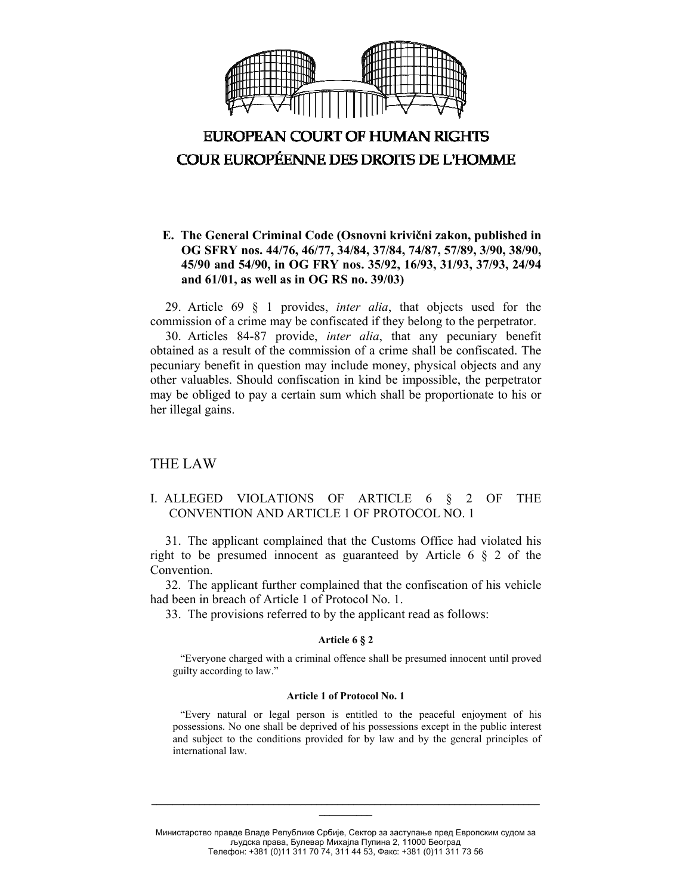### E. The General Criminal Code (Osnovni krivični zakon, published in OG SFRY nos. 44/76, 46/77, 34/84, 37/84, 74/87, 57/89, 3/90, 38/90, 45/90 and 54/90, in OG FRY nos. 35/92, 16/93, 31/93, 37/93, 24/94 and 61/01, as well as in OG RS no. 39/03)

29. Article 69 § 1 provides, *inter alia*, that objects used for the commission of a crime may be confiscated if they belong to the perpetrator.

30. Articles 84-87 provide, *inter alia*, that any pecuniary benefit obtained as a result of the commission of a crime shall be confiscated. The pecuniary benefit in question may include money, physical objects and any other valuables. Should confiscation in kind be impossible, the perpetrator may be obliged to pay a certain sum which shall be proportionate to his or her illegal gains.

## THE LAW

### I. ALLEGED VIOLATIONS OF ARTICLE 6 § 2 OF THE CONVENTION AND ARTICLE 1 OF PROTOCOL NO. 1

31. The applicant complained that the Customs Office had violated his right to be presumed innocent as guaranteed by Article 6 § 2 of the Convention.

32. The applicant further complained that the confiscation of his vehicle had been in breach of Article 1 of Protocol No. 1.

33. The provisions referred to by the applicant read as follows:

**Article 6 § 2**

"Everyone charged with a criminal offence shall be presumed innocent until proved guilty according to law."

**Article 1 of Protocol No. 1**

"Every natural or legal person is entitled to the peaceful enjoyment of his possessions. No one shall be deprived of his possessions except in the public interest and subject to the conditions provided for by law and by the general principles of international law.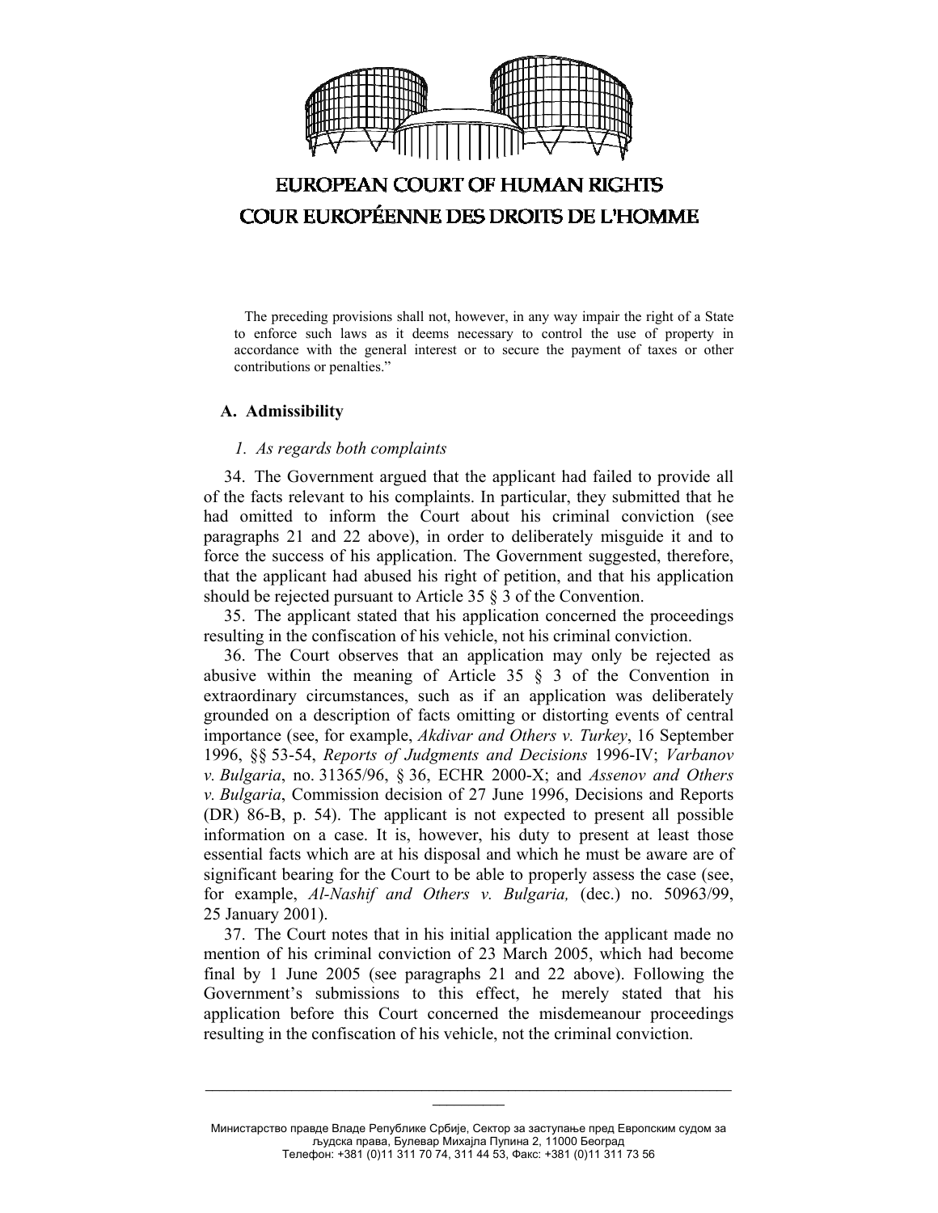The preceding provisions shall not, however, in any way impair the right of a State to enforce such laws as it deems necessary to control the use of property in accordance with the general interest or to secure the payment of taxes or other contributions or penalties."

### A. Admissibility

#### *1. As regards both complaints*

34. The Government argued that the applicant had failed to provide all of the facts relevant to his complaints. In particular, they submitted that he had omitted to inform the Court about his criminal conviction (see paragraphs 21 and 22 above), in order to deliberately misguide it and to force the success of his application. The Government suggested, therefore, that the applicant had abused his right of petition, and that his application should be rejected pursuant to Article 35 § 3 of the Convention.

35. The applicant stated that his application concerned the proceedings resulting in the confiscation of his vehicle, not his criminal conviction.

36. The Court observes that an application may only be rejected as abusive within the meaning of Article 35 § 3 of the Convention in extraordinary circumstances, such as if an application was deliberately grounded on a description of facts omitting or distorting events of central importance (see, for example, *Akdivar and Others v. Turkey*, 16 September 1996, §§ 53-54, *Reports of Judgments and Decisions* 1996-IV; *Varbanov v. Bulgaria*, no. 31365/96, § 36, ECHR 2000-X; and *Assenov and Others v. Bulgaria*, Commission decision of 27 June 1996, Decisions and Reports (DR) 86-B, p. 54). The applicant is not expected to present all possible information on a case. It is, however, his duty to present at least those essential facts which are at his disposal and which he must be aware are of significant bearing for the Court to be able to properly assess the case (see, for example, *Al-Nashif and Others v. Bulgaria,* (dec.) no. 50963/99, 25 January 2001).

37. The Court notes that in his initial application the applicant made no mention of his criminal conviction of 23 March 2005, which had become final by 1 June 2005 (see paragraphs 21 and 22 above). Following the Government's submissions to this effect, he merely stated that his application before this Court concerned the misdemeanour proceedings resulting in the confiscation of his vehicle, not the criminal conviction.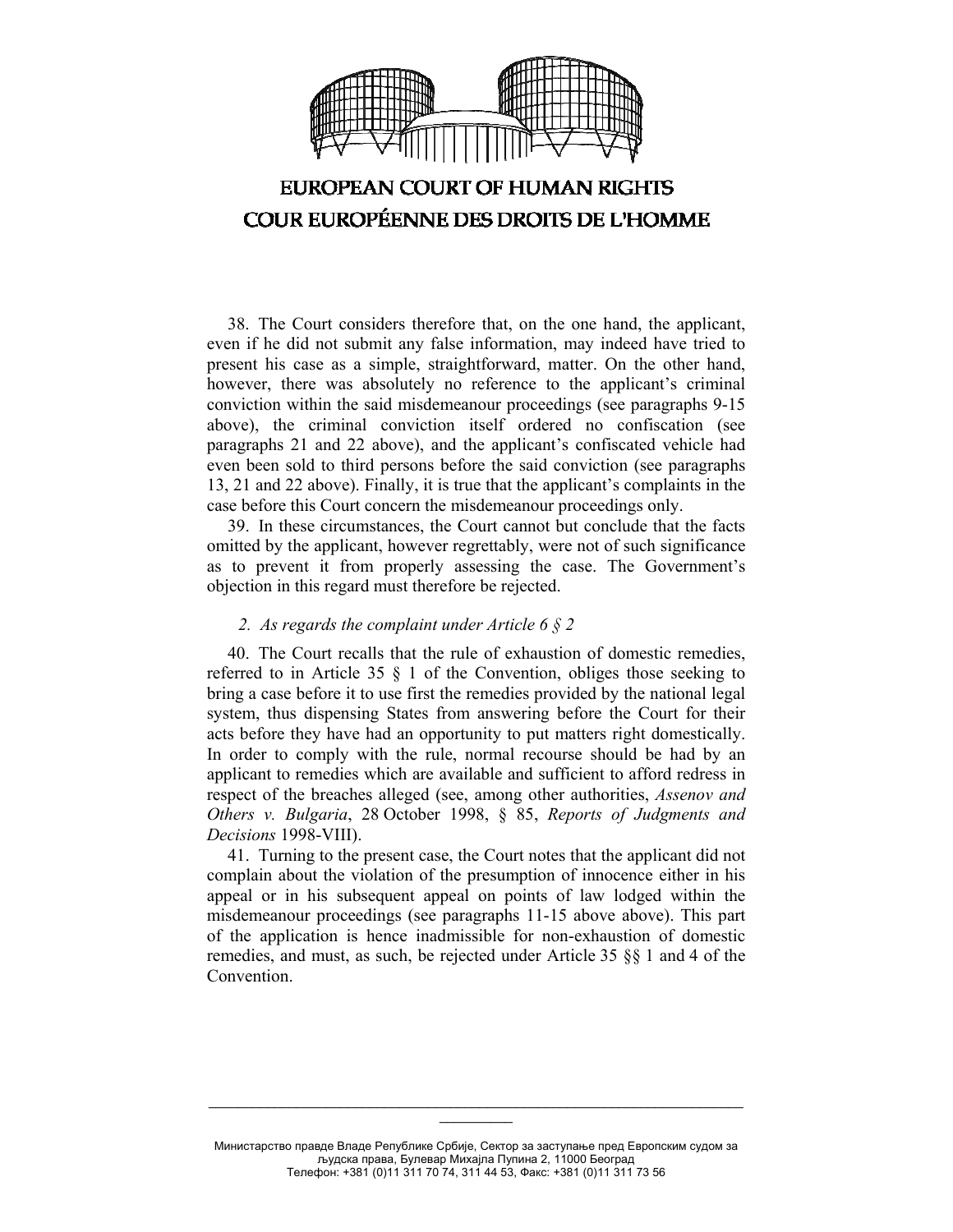38. The Court considers therefore that, on the one hand, the applicant, even if he did not submit any false information, may indeed have tried to present his case as a simple, straightforward, matter. On the other hand, however, there was absolutely no reference to the applicant's criminal conviction within the said misdemeanour proceedings (see paragraphs 9-15 above), the criminal conviction itself ordered no confiscation (see paragraphs 21 and 22 above), and the applicant's confiscated vehicle had even been sold to third persons before the said conviction (see paragraphs 13, 21 and 22 above). Finally, it is true that the applicant's complaints in the case before this Court concern the misdemeanour proceedings only.

39. In these circumstances, the Court cannot but conclude that the facts omitted by the applicant, however regrettably, were not of such significance as to prevent it from properly assessing the case. The Government's objection in this regard must therefore be rejected.

*2. As regards the complaint under Article 6 § 2*

40. The Court recalls that the rule of exhaustion of domestic remedies, referred to in Article 35 § 1 of the Convention, obliges those seeking to bring a case before it to use first the remedies provided by the national legal system, thus dispensing States from answering before the Court for their acts before they have had an opportunity to put matters right domestically. In order to comply with the rule, normal recourse should be had by an applicant to remedies which are available and sufficient to afford redress in respect of the breaches alleged (see, among other authorities, *Assenov and Others v. Bulgaria*, 28 October 1998, § 85, *Reports of Judgments and Decisions* 1998-VIII).

41. Turning to the present case, the Court notes that the applicant did not complain about the violation of the presumption of innocence either in his appeal or in his subsequent appeal on points of law lodged within the misdemeanour proceedings (see paragraphs 11-15 above above). This part of the application is hence inadmissible for non-exhaustion of domestic remedies, and must, as such, be rejected under Article 35 §§ 1 and 4 of the Convention.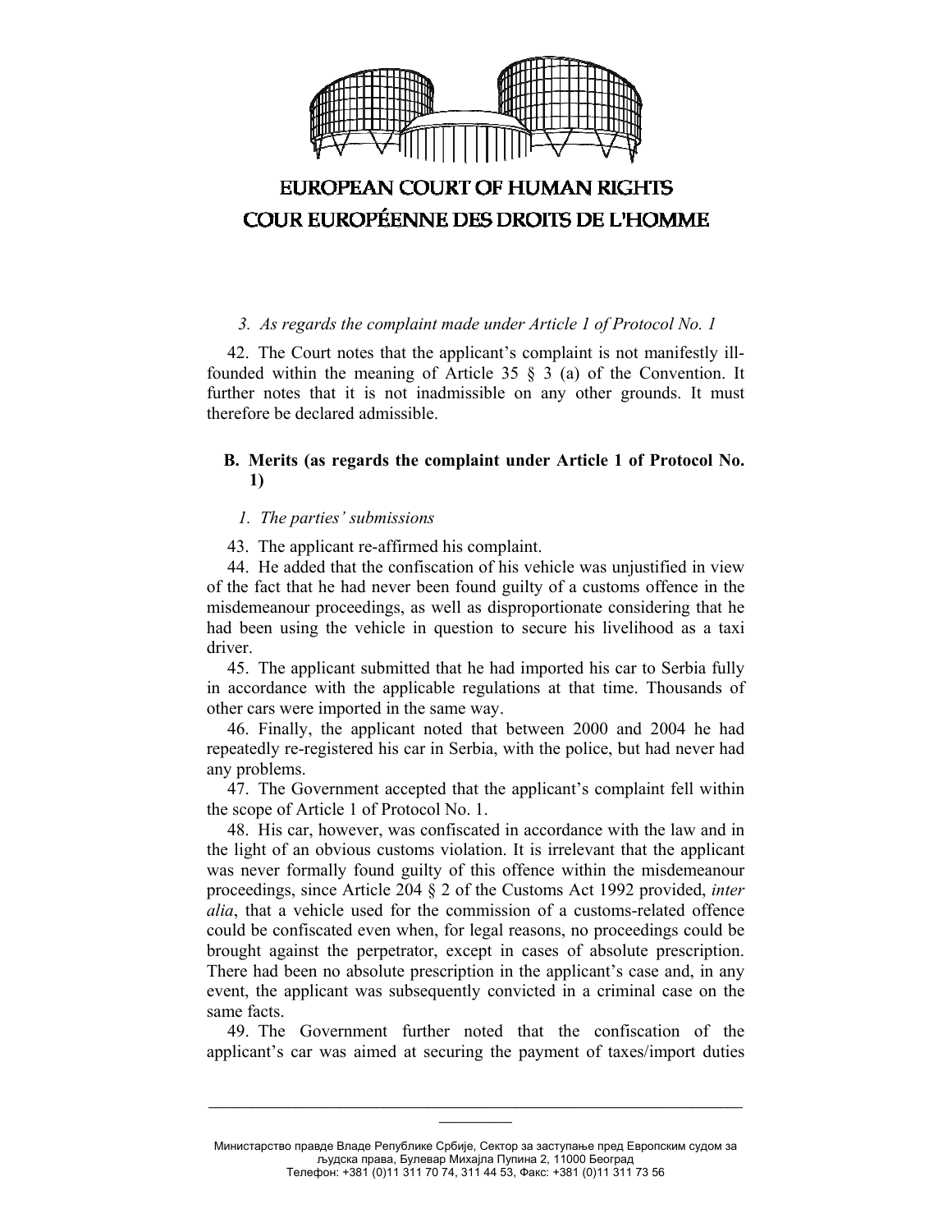*3. As regards the complaint made under Article 1 of Protocol No. 1*

42. The Court notes that the applicant's complaint is not manifestly ill-founded within the meaning of Article 35 § 3 (a) of the Convention. It further notes that it is not inadmissible on any other grounds. It must therefore be declared admissible.

## B. Merits (as regards the complaint under Article 1 of Protocol No. 1)

*1. The parties' submissions*

43. The applicant re-affirmed his complaint.

44. He added that the confiscation of his vehicle was unjustified in view of the fact that he had never been found guilty of a customs offence in the misdemeanour proceedings, as well as disproportionate considering that he had been using the vehicle in question to secure his livelihood as a taxi driver.

45. The applicant submitted that he had imported his car to Serbia fully in accordance with the applicable regulations at that time. Thousands of other cars were imported in the same way.

46. Finally, the applicant noted that between 2000 and 2004 he had repeatedly re-registered his car in Serbia, with the police, but had never had any problems.

47. The Government accepted that the applicant's complaint fell within the scope of Article 1 of Protocol No. 1.

48. His car, however, was confiscated in accordance with the law and in the light of an obvious customs violation. It is irrelevant that the applicant was never formally found guilty of this offence within the misdemeanour proceedings, since Article 204 § 2 of the Customs Act 1992 provided, *inter alia*, that a vehicle used for the commission of a customs-related offence could be confiscated even when, for legal reasons, no proceedings could be brought against the perpetrator, except in cases of absolute prescription. There had been no absolute prescription in the applicant's case and, in any event, the applicant was subsequently convicted in a criminal case on the same facts.

49. The Government further noted that the confiscation of the applicant's car was aimed at securing the payment of taxes/import duties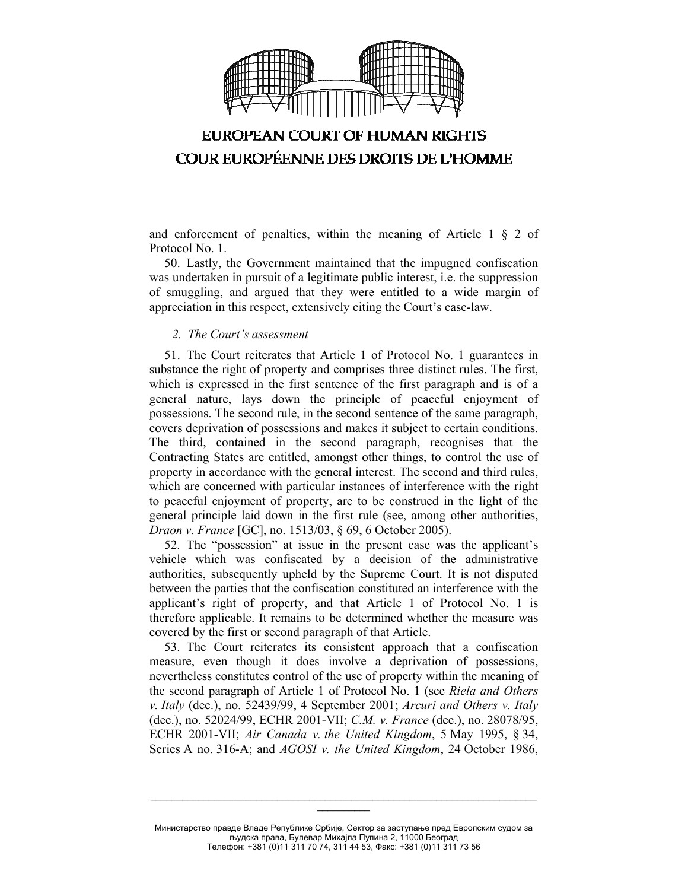and enforcement of penalties, within the meaning of Article 1 § 2 of Protocol No. 1.

50. Lastly, the Government maintained that the impugned confiscation was undertaken in pursuit of a legitimate public interest, i.e. the suppression of smuggling, and argued that they were entitled to a wide margin of appreciation in this respect, extensively citing the Court's case-law.

*2. The Court's assessment*

51. The Court reiterates that Article 1 of Protocol No. 1 guarantees in substance the right of property and comprises three distinct rules. The first, which is expressed in the first sentence of the first paragraph and is of a general nature, lays down the principle of peaceful enjoyment of possessions. The second rule, in the second sentence of the same paragraph, covers deprivation of possessions and makes it subject to certain conditions. The third, contained in the second paragraph, recognises that the Contracting States are entitled, amongst other things, to control the use of property in accordance with the general interest. The second and third rules, which are concerned with particular instances of interference with the right to peaceful enjoyment of property, are to be construed in the light of the general principle laid down in the first rule (see, among other authorities, *Draon v. France* [GC], no. 1513/03, § 69, 6 October 2005).

52. The "possession" at issue in the present case was the applicant's vehicle which was confiscated by a decision of the administrative authorities, subsequently upheld by the Supreme Court. It is not disputed between the parties that the confiscation constituted an interference with the applicant's right of property, and that Article 1 of Protocol No. 1 is therefore applicable. It remains to be determined whether the measure was covered by the first or second paragraph of that Article.

53. The Court reiterates its consistent approach that a confiscation measure, even though it does involve a deprivation of possessions, nevertheless constitutes control of the use of property within the meaning of the second paragraph of Article 1 of Protocol No. 1 (see *Riela and Others v. Italy* (dec.), no. 52439/99, 4 September 2001; *Arcuri and Others v. Italy* (dec.), no. 52024/99, ECHR 2001-VII; *C.M. v. France* (dec.), no. 28078/95, ECHR 2001-VII; *Air Canada v. the United Kingdom*, 5 May 1995, § 34, Series A no. 316-A; and *AGOSI v. the United Kingdom*, 24 October 1986,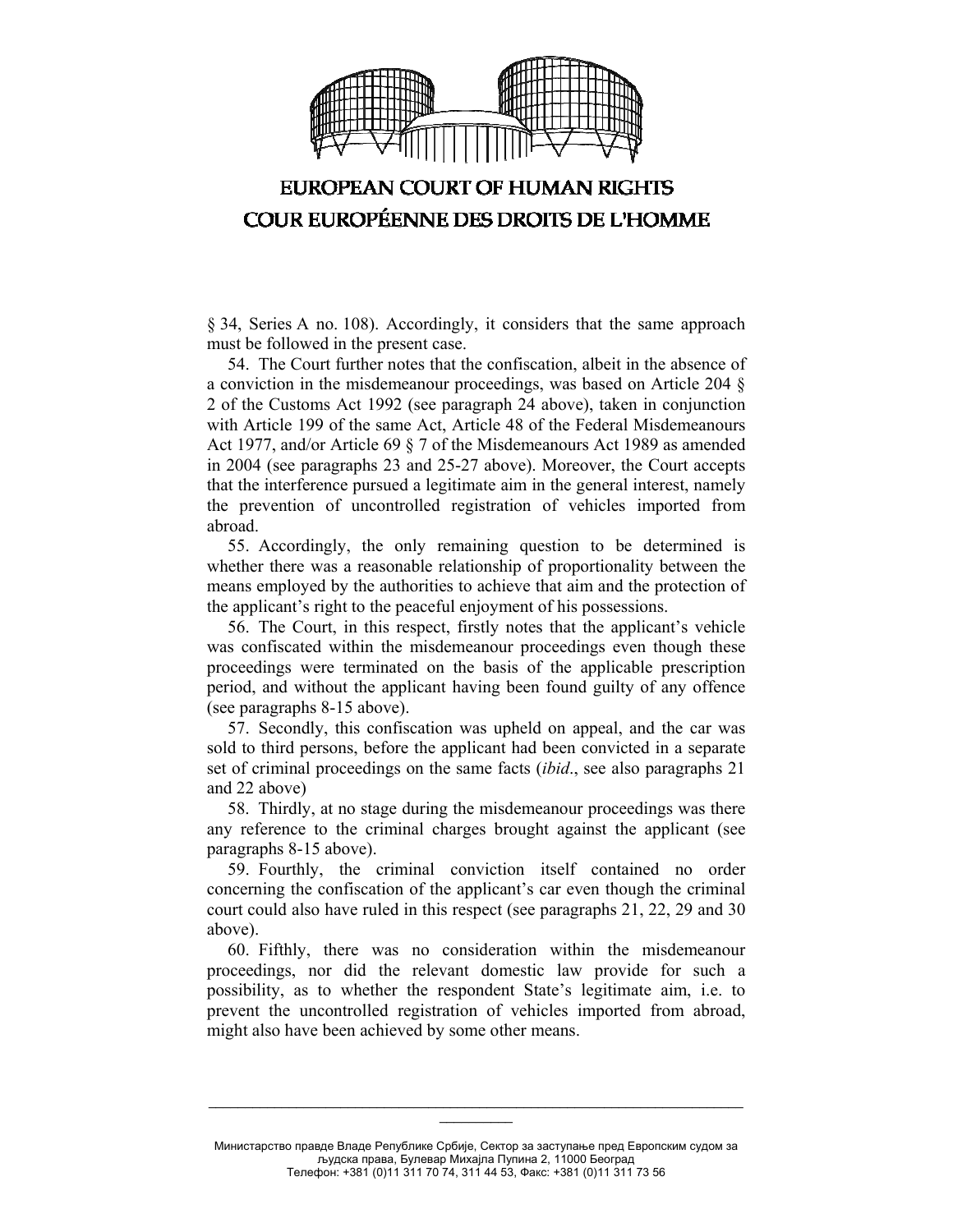§ 34, Series A no. 108). Accordingly, it considers that the same approach must be followed in the present case.

54. The Court further notes that the confiscation, albeit in the absence of a conviction in the misdemeanour proceedings, was based on Article 204 § 2 of the Customs Act 1992 (see paragraph 24 above), taken in conjunction with Article 199 of the same Act, Article 48 of the Federal Misdemeanours Act 1977, and/or Article 69 § 7 of the Misdemeanours Act 1989 as amended in 2004 (see paragraphs 23 and 25-27 above). Moreover, the Court accepts that the interference pursued a legitimate aim in the general interest, namely the prevention of uncontrolled registration of vehicles imported from abroad.

55. Accordingly, the only remaining question to be determined is whether there was a reasonable relationship of proportionality between the means employed by the authorities to achieve that aim and the protection of the applicant's right to the peaceful enjoyment of his possessions.

56. The Court, in this respect, firstly notes that the applicant's vehicle was confiscated within the misdemeanour proceedings even though these proceedings were terminated on the basis of the applicable prescription period, and without the applicant having been found guilty of any offence (see paragraphs 8-15 above).

57. Secondly, this confiscation was upheld on appeal, and the car was sold to third persons, before the applicant had been convicted in a separate set of criminal proceedings on the same facts (*ibid*., see also paragraphs 21 and 22 above)

58. Thirdly, at no stage during the misdemeanour proceedings was there any reference to the criminal charges brought against the applicant (see paragraphs 8-15 above).

59. Fourthly, the criminal conviction itself contained no order concerning the confiscation of the applicant's car even though the criminal court could also have ruled in this respect (see paragraphs 21, 22, 29 and 30 above).

60. Fifthly, there was no consideration within the misdemeanour proceedings, nor did the relevant domestic law provide for such a possibility, as to whether the respondent State's legitimate aim, i.e. to prevent the uncontrolled registration of vehicles imported from abroad, might also have been achieved by some other means.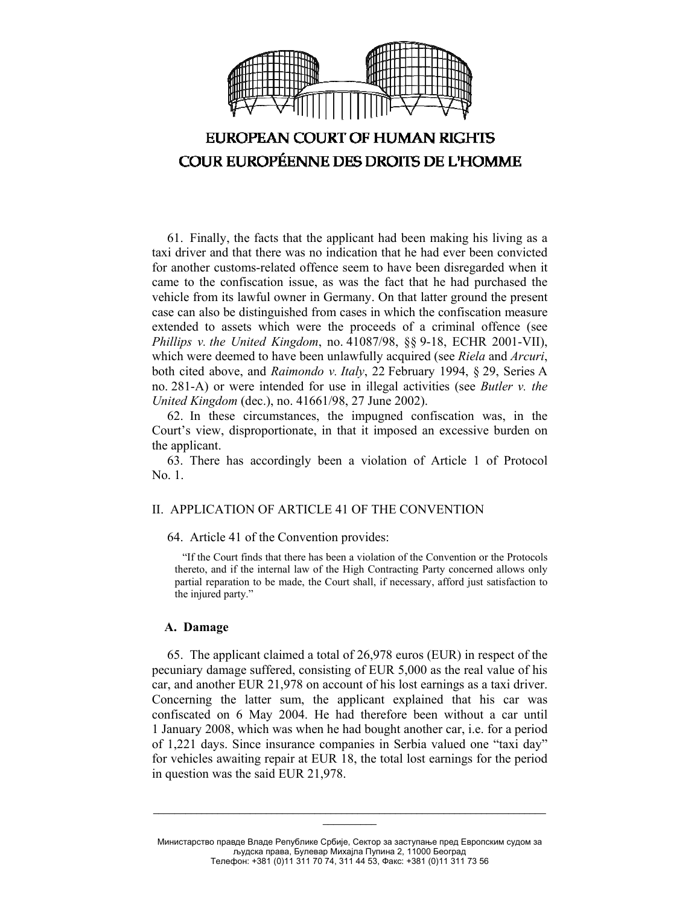61. Finally, the facts that the applicant had been making his living as a taxi driver and that there was no indication that he had ever been convicted for another customs-related offence seem to have been disregarded when it came to the confiscation issue, as was the fact that he had purchased the vehicle from its lawful owner in Germany. On that latter ground the present case can also be distinguished from cases in which the confiscation measure extended to assets which were the proceeds of a criminal offence (see *Phillips v. the United Kingdom*, no. 41087/98, §§ 9-18, ECHR 2001-VII), which were deemed to have been unlawfully acquired (see *Riela* and *Arcuri*, both cited above, and *Raimondo v. Italy*, 22 February 1994, § 29, Series A no. 281-A) or were intended for use in illegal activities (see *Butler v. the United Kingdom* (dec.), no. 41661/98, 27 June 2002).

62. In these circumstances, the impugned confiscation was, in the Court's view, disproportionate, in that it imposed an excessive burden on the applicant.

63. There has accordingly been a violation of Article 1 of Protocol No. 1.

## II. APPLICATION OF ARTICLE 41 OF THE CONVENTION

64. Article 41 of the Convention provides:

> "If the Court finds that there has been a violation of the Convention or the Protocols thereto, and if the internal law of the High Contracting Party concerned allows only partial reparation to be made, the Court shall, if necessary, afford just satisfaction to the injured party."

### A. Damage

65. The applicant claimed a total of 26,978 euros (EUR) in respect of the pecuniary damage suffered, consisting of EUR 5,000 as the real value of his car, and another EUR 21,978 on account of his lost earnings as a taxi driver. Concerning the latter sum, the applicant explained that his car was confiscated on 6 May 2004. He had therefore been without a car until 1 January 2008, which was when he had bought another car, i.e. for a period of 1,221 days. Since insurance companies in Serbia valued one "taxi day" for vehicles awaiting repair at EUR 18, the total lost earnings for the period in question was the said EUR 21,978.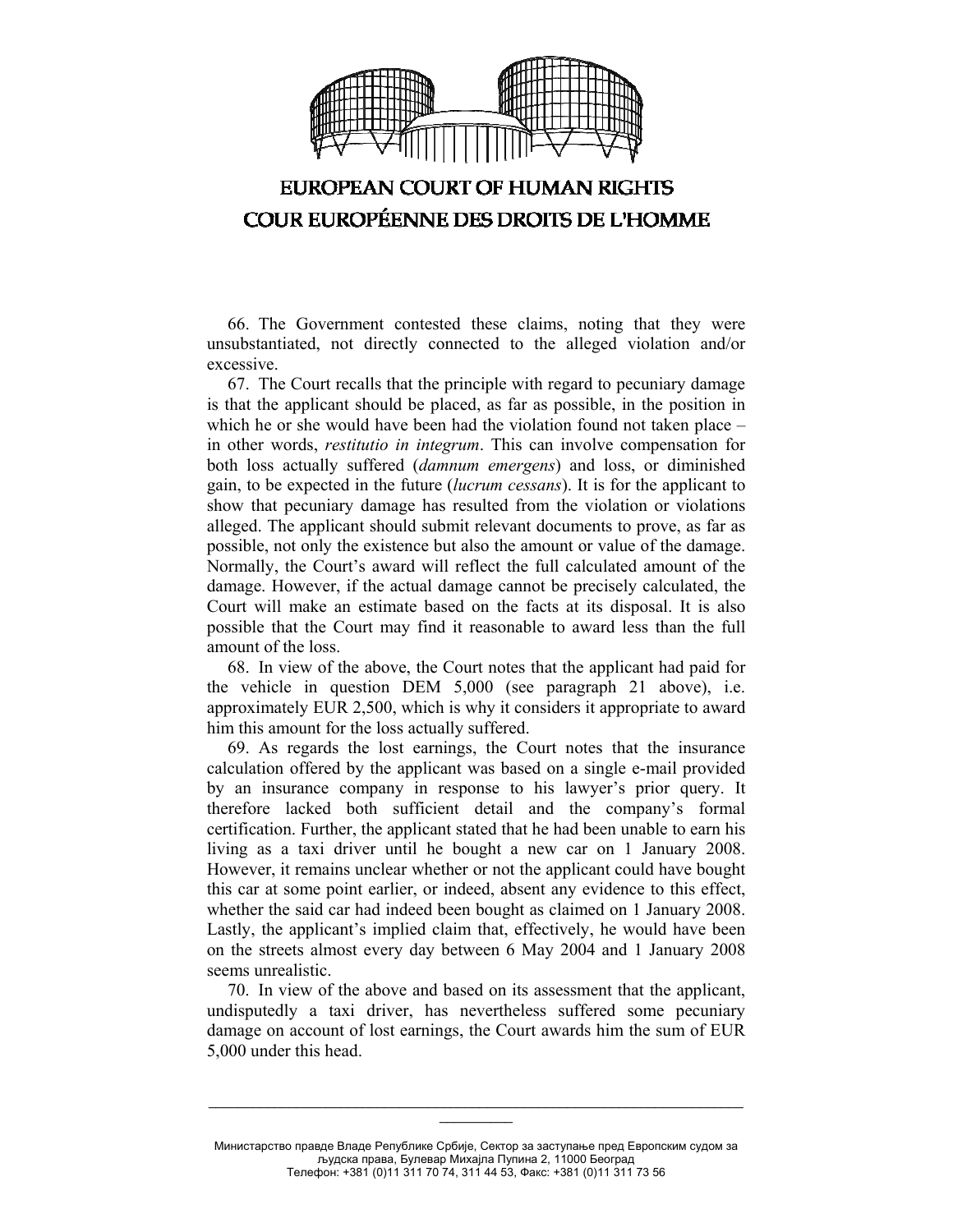66. The Government contested these claims, noting that they were unsubstantiated, not directly connected to the alleged violation and/or excessive.

67. The Court recalls that the principle with regard to pecuniary damage is that the applicant should be placed, as far as possible, in the position in which he or she would have been had the violation found not taken place – in other words, *restitutio in integrum*. This can involve compensation for both loss actually suffered (*damnum emergens*) and loss, or diminished gain, to be expected in the future (*lucrum cessans*). It is for the applicant to show that pecuniary damage has resulted from the violation or violations alleged. The applicant should submit relevant documents to prove, as far as possible, not only the existence but also the amount or value of the damage. Normally, the Court's award will reflect the full calculated amount of the damage. However, if the actual damage cannot be precisely calculated, the Court will make an estimate based on the facts at its disposal. It is also possible that the Court may find it reasonable to award less than the full amount of the loss.

68. In view of the above, the Court notes that the applicant had paid for the vehicle in question DEM 5,000 (see paragraph 21 above), i.e. approximately EUR 2,500, which is why it considers it appropriate to award him this amount for the loss actually suffered.

69. As regards the lost earnings, the Court notes that the insurance calculation offered by the applicant was based on a single e-mail provided by an insurance company in response to his lawyer's prior query. It therefore lacked both sufficient detail and the company's formal certification. Further, the applicant stated that he had been unable to earn his living as a taxi driver until he bought a new car on 1 January 2008. However, it remains unclear whether or not the applicant could have bought this car at some point earlier, or indeed, absent any evidence to this effect, whether the said car had indeed been bought as claimed on 1 January 2008. Lastly, the applicant's implied claim that, effectively, he would have been on the streets almost every day between 6 May 2004 and 1 January 2008 seems unrealistic.

70. In view of the above and based on its assessment that the applicant, undisputedly a taxi driver, has nevertheless suffered some pecuniary damage on account of lost earnings, the Court awards him the sum of EUR 5,000 under this head.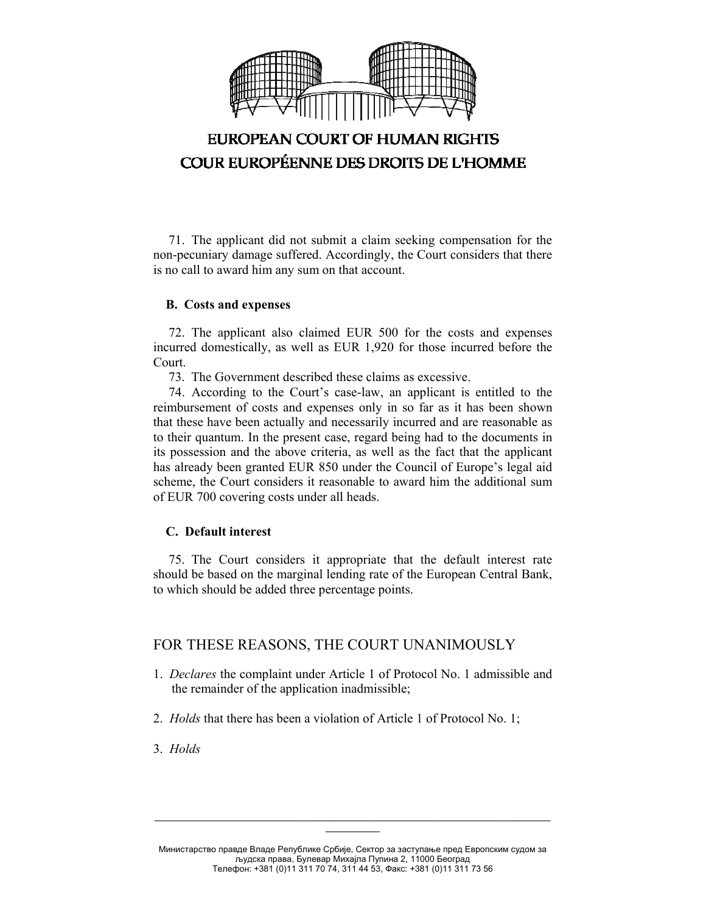71. The applicant did not submit a claim seeking compensation for the non-pecuniary damage suffered. Accordingly, the Court considers that there is no call to award him any sum on that account.

### B. Costs and expenses

72. The applicant also claimed EUR 500 for the costs and expenses incurred domestically, as well as EUR 1,920 for those incurred before the Court.

73. The Government described these claims as excessive.

74. According to the Court's case-law, an applicant is entitled to the reimbursement of costs and expenses only in so far as it has been shown that these have been actually and necessarily incurred and are reasonable as to their quantum. In the present case, regard being had to the documents in its possession and the above criteria, as well as the fact that the applicant has already been granted EUR 850 under the Council of Europe's legal aid scheme, the Court considers it reasonable to award him the additional sum of EUR 700 covering costs under all heads.

### C. Default interest

75. The Court considers it appropriate that the default interest rate should be based on the marginal lending rate of the European Central Bank, to which should be added three percentage points.

## FOR THESE REASONS, THE COURT UNANIMOUSLY

1. *Declares* the complaint under Article 1 of Protocol No. 1 admissible and the remainder of the application inadmissible;

2. *Holds* that there has been a violation of Article 1 of Protocol No. 1;

3. *Holds*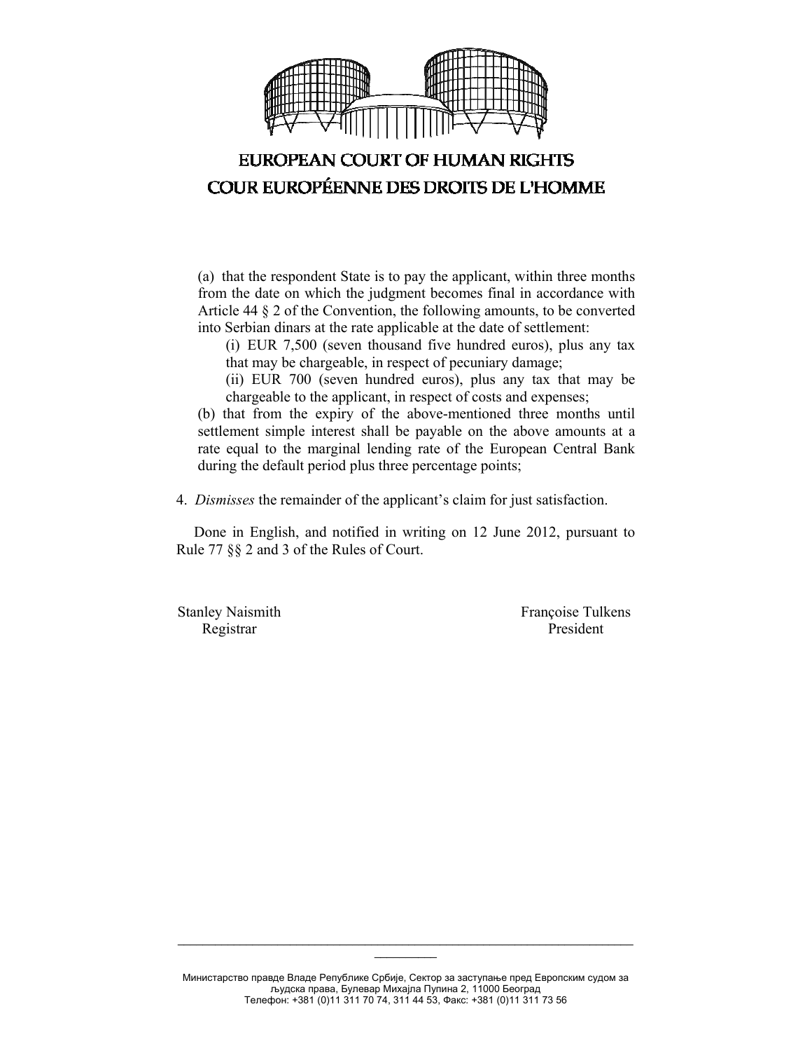EUROPEAN COURT OF HUMAN RIGHTS
COUR EUROPÉENNE DES DROITS DE L'HOMME

(a) that the respondent State is to pay the applicant, within three months from the date on which the judgment becomes final in accordance with Article 44 § 2 of the Convention, the following amounts, to be converted into Serbian dinars at the rate applicable at the date of settlement:

(i) EUR 7,500 (seven thousand five hundred euros), plus any tax that may be chargeable, in respect of pecuniary damage;

(ii) EUR 700 (seven hundred euros), plus any tax that may be chargeable to the applicant, in respect of costs and expenses;

(b) that from the expiry of the above-mentioned three months until settlement simple interest shall be payable on the above amounts at a rate equal to the marginal lending rate of the European Central Bank during the default period plus three percentage points;

4. *Dismisses* the remainder of the applicant's claim for just satisfaction.

Done in English, and notified in writing on 12 June 2012, pursuant to Rule 77 §§ 2 and 3 of the Rules of Court.

Stanley Naismith
Registrar

Françoise Tulkens
President

Министарство правде Владе Републике Србије, Сектор за заступање пред Европским судом за људска права, Булевар Михајла Пупина 2, 11000 Београд
Телефон: +381 (0)11 311 70 74, 311 44 53, Факс: +381 (0)11 311 73 56